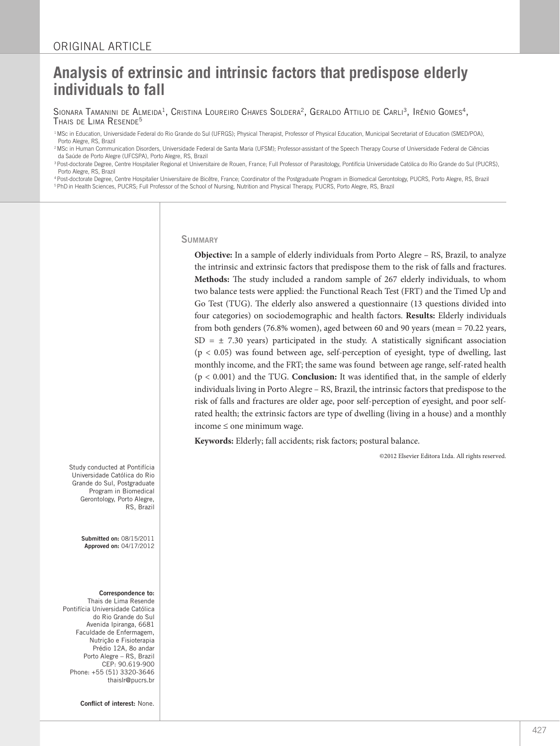ORIGINAL ARTICLE

# Analysis of extrinsic and intrinsic factors that predispose elderly individuals to fall

Sionara Tamanini de Almeida[1], Cristina Loureiro Chaves Soldera[2], Geraldo Attilio de Carli[3], Irênio Gomes[4], Thais de Lima Resende[5]

[1] MSc in Education, Universidade Federal do Rio Grande do Sul (UFRGS); Physical Therapist, Professor of Physical Education, Municipal Secretariat of Education (SMED/POA), Porto Alegre, RS, Brazil

[2] MSc in Human Communication Disorders, Universidade Federal de Santa Maria (UFSM); Professor-assistant of the Speech Therapy Course of Universidade Federal de Ciências da Saúde de Porto Alegre (UFCSPA), Porto Alegre, RS, Brazil

[3] Post-doctorate Degree, Centre Hospitalier Regional et Universitaire de Rouen, France; Full Professor of Parasitology, Pontifícia Universidade Católica do Rio Grande do Sul (PUCRS), Porto Alegre, RS, Brazil

[4] Post-doctorate Degree, Centre Hospitalier Universitaire de Bicêtre, France; Coordinator of the Postgraduate Program in Biomedical Gerontology, PUCRS, Porto Alegre, RS, Brazil

[5] PhD in Health Sciences, PUCRS; Full Professor of the School of Nursing, Nutrition and Physical Therapy, PUCRS, Porto Alegre, RS, Brazil

Study conducted at Pontifícia Universidade Católica do Rio Grande do Sul, Postgraduate Program in Biomedical Gerontology, Porto Alegre, RS, Brazil

**Submitted on:** 08/15/2011
**Approved on:** 04/17/2012

**Correspondence to:**
Thais de Lima Resende
Pontifícia Universidade Católica do Rio Grande do Sul
Avenida Ipiranga, 6681
Faculdade de Enfermagem, Nutrição e Fisioterapia
Prédio 12A, 8o andar
Porto Alegre – RS, Brazil
CEP: 90.619-900
Phone: +55 (51) 3320-3646
thaislr@pucrs.br

**Conflict of interest:** None.

## Summary

**Objective:** In a sample of elderly individuals from Porto Alegre – RS, Brazil, to analyze the intrinsic and extrinsic factors that predispose them to the risk of falls and fractures. **Methods:** The study included a random sample of 267 elderly individuals, to whom two balance tests were applied: the Functional Reach Test (FRT) and the Timed Up and Go Test (TUG). The elderly also answered a questionnaire (13 questions divided into four categories) on sociodemographic and health factors. **Results:** Elderly individuals from both genders (76.8% women), aged between 60 and 90 years (mean = 70.22 years, SD = ± 7.30 years) participated in the study. A statistically significant association ($p < 0.05$) was found between age, self-perception of eyesight, type of dwelling, last monthly income, and the FRT; the same was found between age range, self-rated health ($p < 0.001$) and the TUG. **Conclusion:** It was identified that, in the sample of elderly individuals living in Porto Alegre – RS, Brazil, the intrinsic factors that predispose to the risk of falls and fractures are older age, poor self-perception of eyesight, and poor self-rated health; the extrinsic factors are type of dwelling (living in a house) and a monthly income ≤ one minimum wage.

**Keywords:** Elderly; fall accidents; risk factors; postural balance.

©2012 Elsevier Editora Ltda. All rights reserved.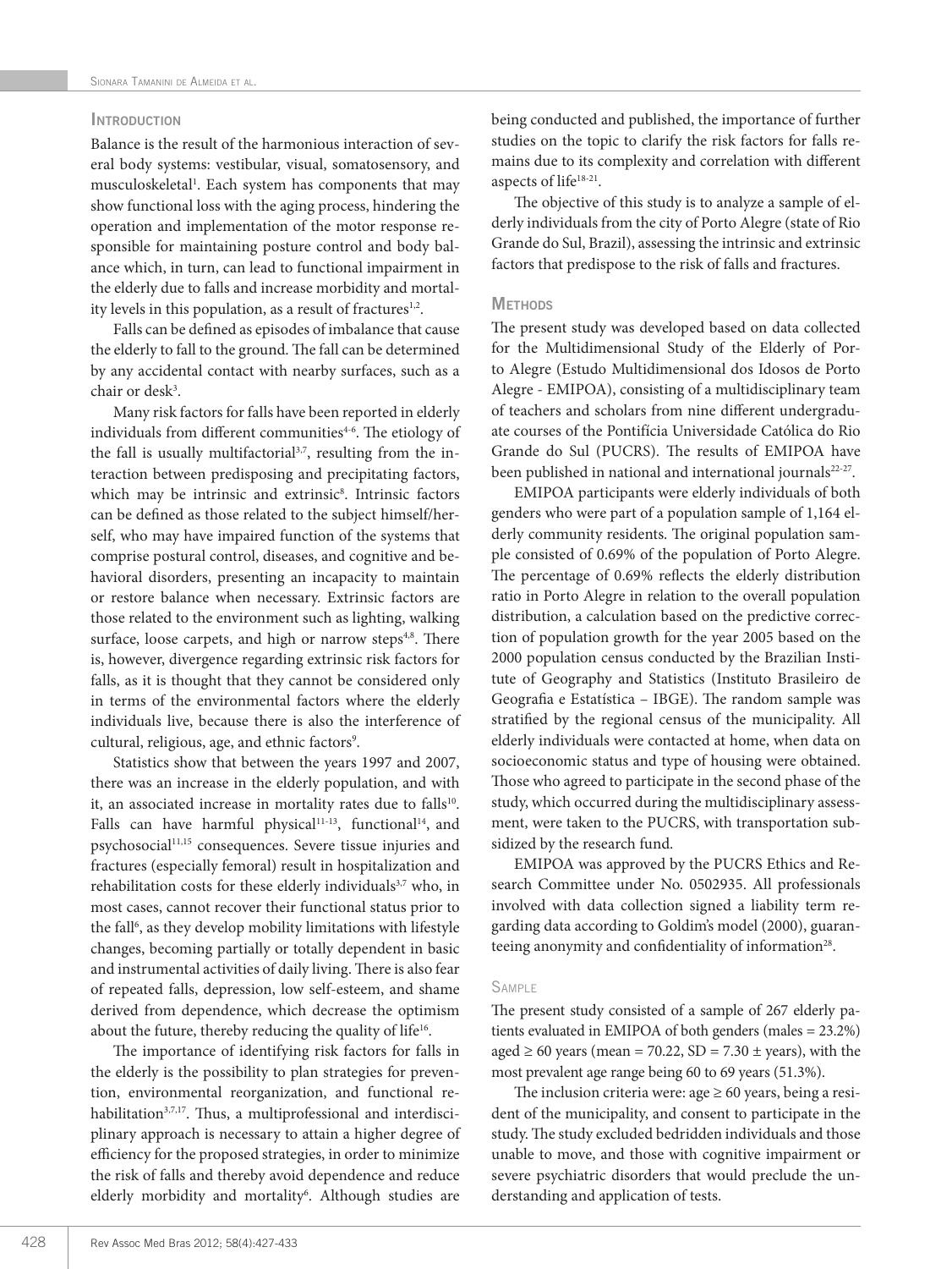## Introduction

Balance is the result of the harmonious interaction of several body systems: vestibular, visual, somatosensory, and musculoskeletal[1]. Each system has components that may show functional loss with the aging process, hindering the operation and implementation of the motor response responsible for maintaining posture control and body balance which, in turn, can lead to functional impairment in the elderly due to falls and increase morbidity and mortality levels in this population, as a result of fractures[1,2].

Falls can be defined as episodes of imbalance that cause the elderly to fall to the ground. The fall can be determined by any accidental contact with nearby surfaces, such as a chair or desk[3].

Many risk factors for falls have been reported in elderly individuals from different communities[4-6]. The etiology of the fall is usually multifactorial[3,7], resulting from the interaction between predisposing and precipitating factors, which may be intrinsic and extrinsic[8]. Intrinsic factors can be defined as those related to the subject himself/herself, who may have impaired function of the systems that comprise postural control, diseases, and cognitive and behavioral disorders, presenting an incapacity to maintain or restore balance when necessary. Extrinsic factors are those related to the environment such as lighting, walking surface, loose carpets, and high or narrow steps[4,8]. There is, however, divergence regarding extrinsic risk factors for falls, as it is thought that they cannot be considered only in terms of the environmental factors where the elderly individuals live, because there is also the interference of cultural, religious, age, and ethnic factors[9].

Statistics show that between the years 1997 and 2007, there was an increase in the elderly population, and with it, an associated increase in mortality rates due to falls[10]. Falls can have harmful physical[11-13], functional[14], and psychosocial[11,15] consequences. Severe tissue injuries and fractures (especially femoral) result in hospitalization and rehabilitation costs for these elderly individuals[3,7] who, in most cases, cannot recover their functional status prior to the fall[6], as they develop mobility limitations with lifestyle changes, becoming partially or totally dependent in basic and instrumental activities of daily living. There is also fear of repeated falls, depression, low self-esteem, and shame derived from dependence, which decrease the optimism about the future, thereby reducing the quality of life[16].

The importance of identifying risk factors for falls in the elderly is the possibility to plan strategies for prevention, environmental reorganization, and functional rehabilitation[3,7,17]. Thus, a multiprofessional and interdisciplinary approach is necessary to attain a higher degree of efficiency for the proposed strategies, in order to minimize the risk of falls and thereby avoid dependence and reduce elderly morbidity and mortality[6]. Although studies are being conducted and published, the importance of further studies on the topic to clarify the risk factors for falls remains due to its complexity and correlation with different aspects of life[18-21].

The objective of this study is to analyze a sample of elderly individuals from the city of Porto Alegre (state of Rio Grande do Sul, Brazil), assessing the intrinsic and extrinsic factors that predispose to the risk of falls and fractures.

## Methods

The present study was developed based on data collected for the Multidimensional Study of the Elderly of Porto Alegre (Estudo Multidimensional dos Idosos de Porto Alegre - EMIPOA), consisting of a multidisciplinary team of teachers and scholars from nine different undergraduate courses of the Pontifícia Universidade Católica do Rio Grande do Sul (PUCRS). The results of EMIPOA have been published in national and international journals[22-27].

EMIPOA participants were elderly individuals of both genders who were part of a population sample of 1,164 elderly community residents. The original population sample consisted of 0.69% of the population of Porto Alegre. The percentage of 0.69% reflects the elderly distribution ratio in Porto Alegre in relation to the overall population distribution, a calculation based on the predictive correction of population growth for the year 2005 based on the 2000 population census conducted by the Brazilian Institute of Geography and Statistics (Instituto Brasileiro de Geografia e Estatística – IBGE). The random sample was stratified by the regional census of the municipality. All elderly individuals were contacted at home, when data on socioeconomic status and type of housing were obtained. Those who agreed to participate in the second phase of the study, which occurred during the multidisciplinary assessment, were taken to the PUCRS, with transportation subsidized by the research fund.

EMIPOA was approved by the PUCRS Ethics and Research Committee under No. 0502935. All professionals involved with data collection signed a liability term regarding data according to Goldim's model (2000), guaranteeing anonymity and confidentiality of information[28].

### Sample

The present study consisted of a sample of 267 elderly patients evaluated in EMIPOA of both genders (males = 23.2%) aged ≥ 60 years (mean = 70.22, SD = 7.30 ± years), with the most prevalent age range being 60 to 69 years (51.3%).

The inclusion criteria were: age ≥ 60 years, being a resident of the municipality, and consent to participate in the study. The study excluded bedridden individuals and those unable to move, and those with cognitive impairment or severe psychiatric disorders that would preclude the understanding and application of tests.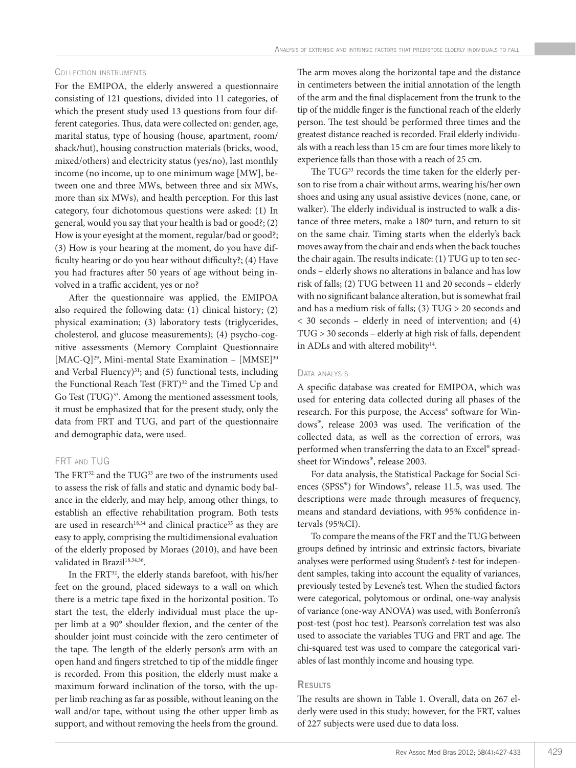### Collection instruments

For the EMIPOA, the elderly answered a questionnaire consisting of 121 questions, divided into 11 categories, of which the present study used 13 questions from four different categories. Thus, data were collected on: gender, age, marital status, type of housing (house, apartment, room/shack/hut), housing construction materials (bricks, wood, mixed/others) and electricity status (yes/no), last monthly income (no income, up to one minimum wage [MW], between one and three MWs, between three and six MWs, more than six MWs), and health perception. For this last category, four dichotomous questions were asked: (1) In general, would you say that your health is bad or good?; (2) How is your eyesight at the moment, regular/bad or good?; (3) How is your hearing at the moment, do you have difficulty hearing or do you hear without difficulty?; (4) Have you had fractures after 50 years of age without being involved in a traffic accident, yes or no?

After the questionnaire was applied, the EMIPOA also required the following data: (1) clinical history; (2) physical examination; (3) laboratory tests (triglycerides, cholesterol, and glucose measurements); (4) psycho-cognitive assessments (Memory Complaint Questionnaire [MAC-Q][29], Mini-mental State Examination – [MMSE][30] and Verbal Fluency)[31]; and (5) functional tests, including the Functional Reach Test (FRT)[32] and the Timed Up and Go Test (TUG)[33]. Among the mentioned assessment tools, it must be emphasized that for the present study, only the data from FRT and TUG, and part of the questionnaire and demographic data, were used.

### FRT and TUG

The FRT[32] and the TUG[33] are two of the instruments used to assess the risk of falls and static and dynamic body balance in the elderly, and may help, among other things, to establish an effective rehabilitation program. Both tests are used in research[18,34] and clinical practice[35] as they are easy to apply, comprising the multidimensional evaluation of the elderly proposed by Moraes (2010), and have been validated in Brazil[18,34,36].

In the FRT[32], the elderly stands barefoot, with his/her feet on the ground, placed sideways to a wall on which there is a metric tape fixed in the horizontal position. To start the test, the elderly individual must place the upper limb at a 90° shoulder flexion, and the center of the shoulder joint must coincide with the zero centimeter of the tape. The length of the elderly person's arm with an open hand and fingers stretched to tip of the middle finger is recorded. From this position, the elderly must make a maximum forward inclination of the torso, with the upper limb reaching as far as possible, without leaning on the wall and/or tape, without using the other upper limb as support, and without removing the heels from the ground. The arm moves along the horizontal tape and the distance in centimeters between the initial annotation of the length of the arm and the final displacement from the trunk to the tip of the middle finger is the functional reach of the elderly person. The test should be performed three times and the greatest distance reached is recorded. Frail elderly individuals with a reach less than 15 cm are four times more likely to experience falls than those with a reach of 25 cm.

The TUG[33] records the time taken for the elderly person to rise from a chair without arms, wearing his/her own shoes and using any usual assistive devices (none, cane, or walker). The elderly individual is instructed to walk a distance of three meters, make a 180º turn, and return to sit on the same chair. Timing starts when the elderly's back moves away from the chair and ends when the back touches the chair again. The results indicate: (1) TUG up to ten seconds – elderly shows no alterations in balance and has low risk of falls; (2) TUG between 11 and 20 seconds – elderly with no significant balance alteration, but is somewhat frail and has a medium risk of falls; (3) TUG > 20 seconds and < 30 seconds – elderly in need of intervention; and (4) TUG > 30 seconds – elderly at high risk of falls, dependent in ADLs and with altered mobility[14].

### Data analysis

A specific database was created for EMIPOA, which was used for entering data collected during all phases of the research. For this purpose, the Access® software for Windows®, release 2003 was used. The verification of the collected data, as well as the correction of errors, was performed when transferring the data to an Excel® spreadsheet for Windows®, release 2003.

For data analysis, the Statistical Package for Social Sciences (SPSS®) for Windows®, release 11.5, was used. The descriptions were made through measures of frequency, means and standard deviations, with 95% confidence intervals (95%CI).

To compare the means of the FRT and the TUG between groups defined by intrinsic and extrinsic factors, bivariate analyses were performed using Student's *t*-test for independent samples, taking into account the equality of variances, previously tested by Levene's test. When the studied factors were categorical, polytomous or ordinal, one-way analysis of variance (one-way ANOVA) was used, with Bonferroni's post-test (post hoc test). Pearson's correlation test was also used to associate the variables TUG and FRT and age. The chi-squared test was used to compare the categorical variables of last monthly income and housing type.

## Results

The results are shown in Table 1. Overall, data on 267 elderly were used in this study; however, for the FRT, values of 227 subjects were used due to data loss.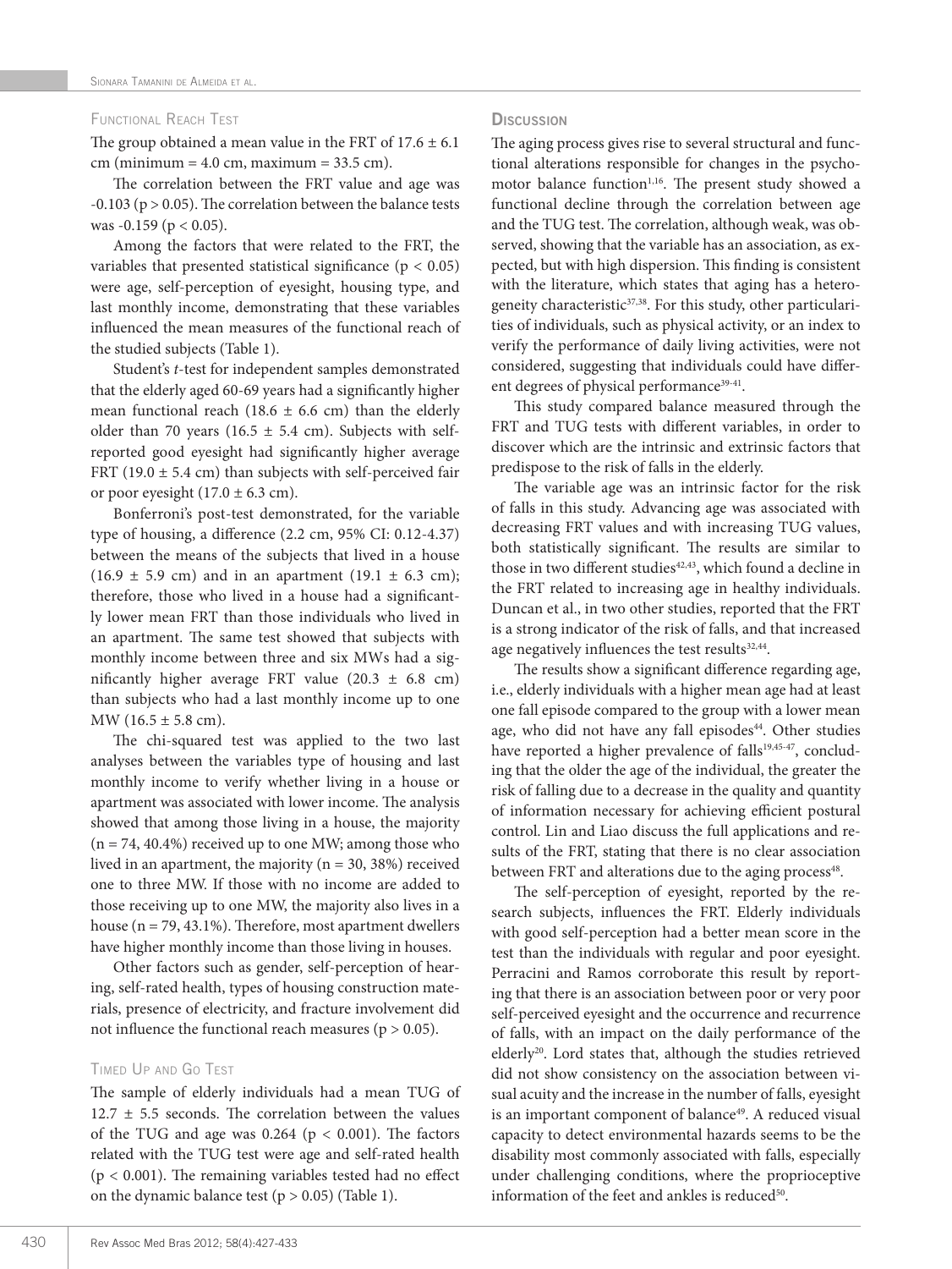### Functional Reach Test

The group obtained a mean value in the FRT of 17.6 ± 6.1 cm (minimum = 4.0 cm, maximum = 33.5 cm).

The correlation between the FRT value and age was -0.103 ($p > 0.05$). The correlation between the balance tests was -0.159 ($p < 0.05$).

Among the factors that were related to the FRT, the variables that presented statistical significance ($p < 0.05$) were age, self-perception of eyesight, housing type, and last monthly income, demonstrating that these variables influenced the mean measures of the functional reach of the studied subjects (Table 1).

Student's *t*-test for independent samples demonstrated that the elderly aged 60-69 years had a significantly higher mean functional reach (18.6 ± 6.6 cm) than the elderly older than 70 years (16.5 ± 5.4 cm). Subjects with self-reported good eyesight had significantly higher average FRT (19.0 ± 5.4 cm) than subjects with self-perceived fair or poor eyesight (17.0 ± 6.3 cm).

Bonferroni's post-test demonstrated, for the variable type of housing, a difference (2.2 cm, 95% CI: 0.12-4.37) between the means of the subjects that lived in a house (16.9 ± 5.9 cm) and in an apartment (19.1 ± 6.3 cm); therefore, those who lived in a house had a significantly lower mean FRT than those individuals who lived in an apartment. The same test showed that subjects with monthly income between three and six MWs had a significantly higher average FRT value (20.3 ± 6.8 cm) than subjects who had a last monthly income up to one MW (16.5 ± 5.8 cm).

The chi-squared test was applied to the two last analyses between the variables type of housing and last monthly income to verify whether living in a house or apartment was associated with lower income. The analysis showed that among those living in a house, the majority (n = 74, 40.4%) received up to one MW; among those who lived in an apartment, the majority (n = 30, 38%) received one to three MW. If those with no income are added to those receiving up to one MW, the majority also lives in a house (n = 79, 43.1%). Therefore, most apartment dwellers have higher monthly income than those living in houses.

Other factors such as gender, self-perception of hearing, self-rated health, types of housing construction materials, presence of electricity, and fracture involvement did not influence the functional reach measures ($p > 0.05$).

### Timed Up and Go Test

The sample of elderly individuals had a mean TUG of 12.7 ± 5.5 seconds. The correlation between the values of the TUG and age was 0.264 ($p < 0.001$). The factors related with the TUG test were age and self-rated health ($p < 0.001$). The remaining variables tested had no effect on the dynamic balance test ($p > 0.05$) (Table 1).

## Discussion

The aging process gives rise to several structural and functional alterations responsible for changes in the psychomotor balance function[1,16]. The present study showed a functional decline through the correlation between age and the TUG test. The correlation, although weak, was observed, showing that the variable has an association, as expected, but with high dispersion. This finding is consistent with the literature, which states that aging has a heterogeneity characteristic[37,38]. For this study, other particularities of individuals, such as physical activity, or an index to verify the performance of daily living activities, were not considered, suggesting that individuals could have different degrees of physical performance[39-41].

This study compared balance measured through the FRT and TUG tests with different variables, in order to discover which are the intrinsic and extrinsic factors that predispose to the risk of falls in the elderly.

The variable age was an intrinsic factor for the risk of falls in this study. Advancing age was associated with decreasing FRT values and with increasing TUG values, both statistically significant. The results are similar to those in two different studies[42,43], which found a decline in the FRT related to increasing age in healthy individuals. Duncan et al., in two other studies, reported that the FRT is a strong indicator of the risk of falls, and that increased age negatively influences the test results[32,44].

The results show a significant difference regarding age, i.e., elderly individuals with a higher mean age had at least one fall episode compared to the group with a lower mean age, who did not have any fall episodes[44]. Other studies have reported a higher prevalence of falls[19,45-47], concluding that the older the age of the individual, the greater the risk of falling due to a decrease in the quality and quantity of information necessary for achieving efficient postural control. Lin and Liao discuss the full applications and results of the FRT, stating that there is no clear association between FRT and alterations due to the aging process[48].

The self-perception of eyesight, reported by the research subjects, influences the FRT. Elderly individuals with good self-perception had a better mean score in the test than the individuals with regular and poor eyesight. Perracini and Ramos corroborate this result by reporting that there is an association between poor or very poor self-perceived eyesight and the occurrence and recurrence of falls, with an impact on the daily performance of the elderly[20]. Lord states that, although the studies retrieved did not show consistency on the association between visual acuity and the increase in the number of falls, eyesight is an important component of balance[49]. A reduced visual capacity to detect environmental hazards seems to be the disability most commonly associated with falls, especially under challenging conditions, where the proprioceptive information of the feet and ankles is reduced[50].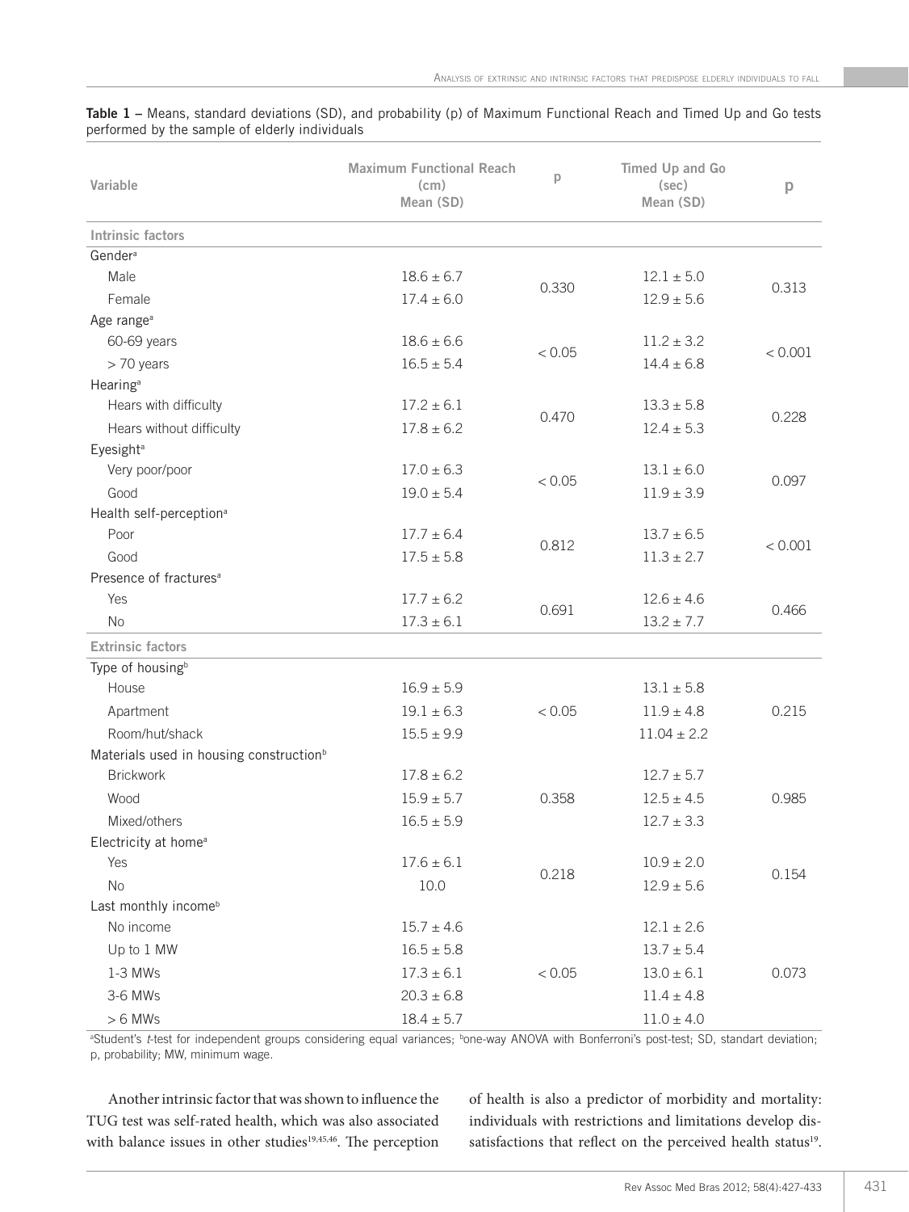**Table 1** – Means, standard deviations (SD), and probability (p) of Maximum Functional Reach and Timed Up and Go tests performed by the sample of elderly individuals

| Variable | Maximum Functional Reach (cm) Mean (SD) | p | Timed Up and Go (sec) Mean (SD) | p |
|---|---|---|---|---|
| **Intrinsic factors** | | | | |
| Gender[a] | | | | |
| Male | 18.6 ± 6.7 | 0.330 | 12.1 ± 5.0 | 0.313 |
| Female | 17.4 ± 6.0 | | 12.9 ± 5.6 | |
| Age range[a] | | | | |
| 60-69 years | 18.6 ± 6.6 | < 0.05 | 11.2 ± 3.2 | < 0.001 |
| > 70 years | 16.5 ± 5.4 | | 14.4 ± 6.8 | |
| Hearing[a] | | | | |
| Hears with difficulty | 17.2 ± 6.1 | 0.470 | 13.3 ± 5.8 | 0.228 |
| Hears without difficulty | 17.8 ± 6.2 | | 12.4 ± 5.3 | |
| Eyesight[a] | | | | |
| Very poor/poor | 17.0 ± 6.3 | < 0.05 | 13.1 ± 6.0 | 0.097 |
| Good | 19.0 ± 5.4 | | 11.9 ± 3.9 | |
| Health self-perception[a] | | | | |
| Poor | 17.7 ± 6.4 | 0.812 | 13.7 ± 6.5 | < 0.001 |
| Good | 17.5 ± 5.8 | | 11.3 ± 2.7 | |
| Presence of fractures[a] | | | | |
| Yes | 17.7 ± 6.2 | 0.691 | 12.6 ± 4.6 | 0.466 |
| No | 17.3 ± 6.1 | | 13.2 ± 7.7 | |
| **Extrinsic factors** | | | | |
| Type of housing[b] | | | | |
| House | 16.9 ± 5.9 | < 0.05 | 13.1 ± 5.8 | 0.215 |
| Apartment | 19.1 ± 6.3 | | 11.9 ± 4.8 | |
| Room/hut/shack | 15.5 ± 9.9 | | 11.04 ± 2.2 | |
| Materials used in housing construction[b] | | | | |
| Brickwork | 17.8 ± 6.2 | 0.358 | 12.7 ± 5.7 | 0.985 |
| Wood | 15.9 ± 5.7 | | 12.5 ± 4.5 | |
| Mixed/others | 16.5 ± 5.9 | | 12.7 ± 3.3 | |
| Electricity at home[a] | | | | |
| Yes | 17.6 ± 6.1 | 0.218 | 10.9 ± 2.0 | 0.154 |
| No | 10.0 | | 12.9 ± 5.6 | |
| Last monthly income[b] | | | | |
| No income | 15.7 ± 4.6 | < 0.05 | 12.1 ± 2.6 | 0.073 |
| Up to 1 MW | 16.5 ± 5.8 | | 13.7 ± 5.4 | |
| 1-3 MWs | 17.3 ± 6.1 | | 13.0 ± 6.1 | |
| 3-6 MWs | 20.3 ± 6.8 | | 11.4 ± 4.8 | |
| > 6 MWs | 18.4 ± 5.7 | | 11.0 ± 4.0 | |

[a]Student's *t*-test for independent groups considering equal variances; [b]one-way ANOVA with Bonferroni's post-test; SD, standart deviation; p, probability; MW, minimum wage.

Another intrinsic factor that was shown to influence the TUG test was self-rated health, which was also associated with balance issues in other studies[19,45,46]. The perception of health is also a predictor of morbidity and mortality: individuals with restrictions and limitations develop dissatisfactions that reflect on the perceived health status[19].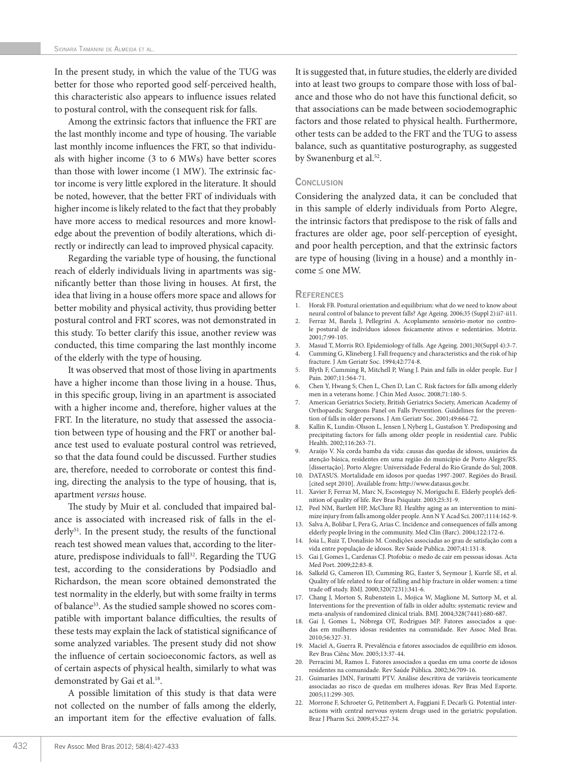In the present study, in which the value of the TUG was better for those who reported good self-perceived health, this characteristic also appears to influence issues related to postural control, with the consequent risk for falls.

Among the extrinsic factors that influence the FRT are the last monthly income and type of housing. The variable last monthly income influences the FRT, so that individuals with higher income (3 to 6 MWs) have better scores than those with lower income (1 MW). The extrinsic factor income is very little explored in the literature. It should be noted, however, that the better FRT of individuals with higher income is likely related to the fact that they probably have more access to medical resources and more knowledge about the prevention of bodily alterations, which directly or indirectly can lead to improved physical capacity.

Regarding the variable type of housing, the functional reach of elderly individuals living in apartments was significantly better than those living in houses. At first, the idea that living in a house offers more space and allows for better mobility and physical activity, thus providing better postural control and FRT scores, was not demonstrated in this study. To better clarify this issue, another review was conducted, this time comparing the last monthly income of the elderly with the type of housing.

It was observed that most of those living in apartments have a higher income than those living in a house. Thus, in this specific group, living in an apartment is associated with a higher income and, therefore, higher values at the FRT. In the literature, no study that assessed the association between type of housing and the FRT or another balance test used to evaluate postural control was retrieved, so that the data found could be discussed. Further studies are, therefore, needed to corroborate or contest this finding, directing the analysis to the type of housing, that is, apartment *versus* house.

The study by Muir et al. concluded that impaired balance is associated with increased risk of falls in the elderly[51]. In the present study, the results of the functional reach test showed mean values that, according to the literature, predispose individuals to fall[32]. Regarding the TUG test, according to the considerations by Podsiadlo and Richardson, the mean score obtained demonstrated the test normality in the elderly, but with some frailty in terms of balance[33]. As the studied sample showed no scores compatible with important balance difficulties, the results of these tests may explain the lack of statistical significance of some analyzed variables. The present study did not show the influence of certain socioeconomic factors, as well as of certain aspects of physical health, similarly to what was demonstrated by Gai et al.[18].

A possible limitation of this study is that data were not collected on the number of falls among the elderly, an important item for the effective evaluation of falls. It is suggested that, in future studies, the elderly are divided into at least two groups to compare those with loss of balance and those who do not have this functional deficit, so that associations can be made between sociodemographic factors and those related to physical health. Furthermore, other tests can be added to the FRT and the TUG to assess balance, such as quantitative posturography, as suggested by Swanenburg et al.[52].

## Conclusion

Considering the analyzed data, it can be concluded that in this sample of elderly individuals from Porto Alegre, the intrinsic factors that predispose to the risk of falls and fractures are older age, poor self-perception of eyesight, and poor health perception, and that the extrinsic factors are type of housing (living in a house) and a monthly income ≤ one MW.

## References

1. Horak FB. Postural orientation and equilibrium: what do we need to know about neural control of balance to prevent falls? Age Ageing. 2006;35 (Suppl 2):ii7-ii11.
2. Ferraz M, Barela J, Pellegrini A. Acoplamento sensório-motor no controle postural de indivíduos idosos fisicamente ativos e sedentários. Motriz. 2001;7:99-105.
3. Masud T, Morris RO. Epidemiology of falls. Age Ageing. 2001;30(Suppl 4):3-7.
4. Cumming G, Klineberg J. Fall frequency and characteristics and the risk of hip fracture. J Am Geriatr Soc. 1994;42:774-8.
5. Blyth F, Cumming R, Mitchell P, Wang J. Pain and falls in older people. Eur J Pain. 2007;11:564-71.
6. Chen Y, Hwang S; Chen L, Chen D, Lan C. Risk factors for falls among elderly men in a veterans home. J Chin Med Assoc. 2008;71:180-5.
7. American Geriatrics Society, British Geriatrics Society, American Academy of Orthopaedic Surgeons Panel on Falls Prevention. Guidelines for the prevention of falls in older persons. J Am Geriatr Soc. 2001;49:664-72.
8. Kallin K, Lundin-Olsson L, Jensen J, Nyberg L, Gustafson Y. Predisposing and precipitating factors for falls among older people in residential care. Public Health. 2002;116:263-71.
9. Araújo V. Na corda bamba da vida: causas das quedas de idosos, usuários da atenção básica, residentes em uma região do município de Porto Alegre/RS. [dissertação]. Porto Alegre: Universidade Federal do Rio Grande do Sul; 2008.
10. DATASUS. Mortalidade em idosos por quedas 1997-2007. Regiões do Brasil. [cited sept 2010]. Available from: http://www.datasus.gov.br.
11. Xavier F, Ferraz M, Marc N, Escosteguy N, Moriguchi E. Elderly people's definition of quality of life. Rev Bras Psiquiatr. 2003;25:31-9.
12. Peel NM, Bartlett HP, McClure RJ. Healthy aging as an intervention to minimize injury from falls among older people. Ann N Y Acad Sci. 2007;1114:162-9.
13. Salva A, Bolibar I, Pera G, Arias C. Incidence and consequences of falls among elderly people living in the community. Med Clin (Barc). 2004;122:172-6.
14. Joia L, Ruiz T, Donalisio M. Condições associadas ao grau de satisfação com a vida entre população de idosos. Rev Saúde Publica. 2007;41:131-8.
15. Gai J, Gomes L, Cardenas CJ. Ptofobia: o medo de cair em pessoas idosas. Acta Med Port. 2009;22:83-8.
16. Salkeld G, Cameron ID, Cumming RG, Easter S, Seymour J, Kurrle SE, et al. Quality of life related to fear of falling and hip fracture in older women: a time trade off study. BMJ. 2000;320(7231):341-6.
17. Chang J, Morton S, Rubenstein L, Mojica W, Maglione M, Suttorp M, et al. Interventions for the prevention of falls in older adults: systematic review and meta-analysis of randomized clinical trials. BMJ. 2004;328(7441):680-687.
18. Gai J, Gomes L, Nóbrega OT, Rodrigues MP. Fatores associados a quedas em mulheres idosas residentes na comunidade. Rev Assoc Med Bras. 2010;56:327-31.
19. Maciel A, Guerra R. Prevalência e fatores associados de equilíbrio em idosos. Rev Bras Ciênc Mov. 2005;13:37-44.
20. Perracini M, Ramos L. Fatores associados a quedas em uma coorte de idosos residentes na comunidade. Rev Saúde Pública. 2002;36:709-16.
21. Guimarães JMN, Farinatti PTV. Análise descritiva de variáveis teoricamente associadas ao risco de quedas em mulheres idosas. Rev Bras Med Esporte. 2005;11:299-305.
22. Morrone F, Schroeter G, Petitembert A, Faggiani F, Decarli G. Potential interactions with central nervous system drugs used in the geriatric population. Braz J Pharm Sci. 2009;45:227-34.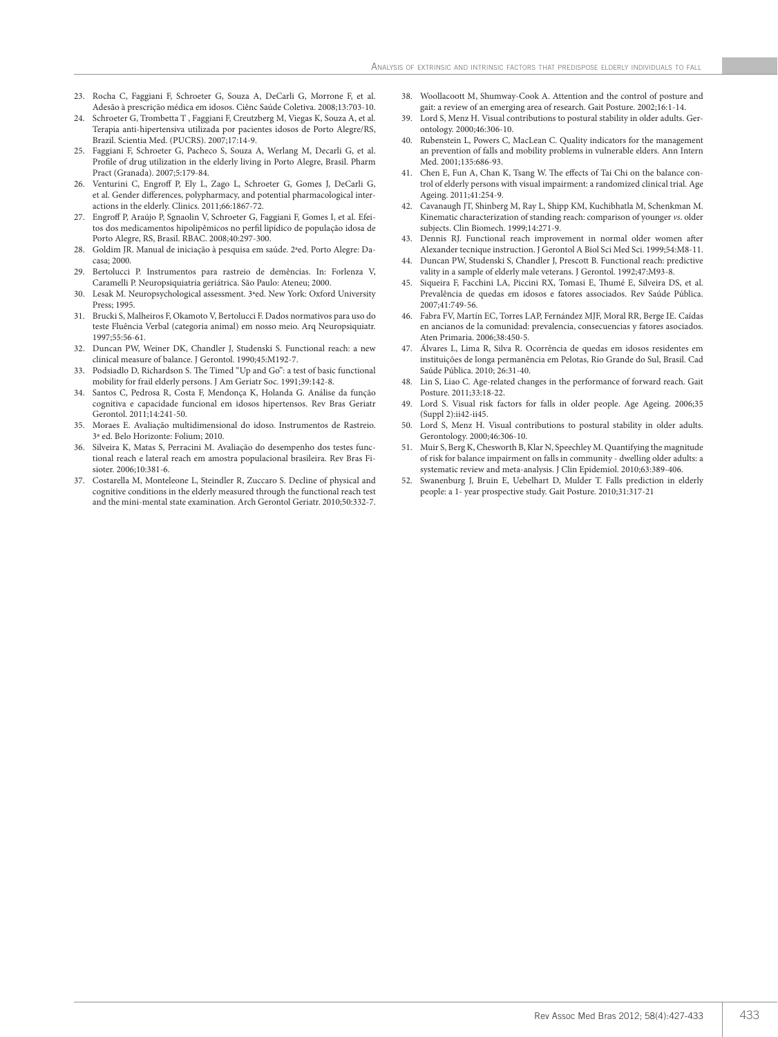23. Rocha C, Faggiani F, Schroeter G, Souza A, DeCarli G, Morrone F, et al. Adesão à prescrição médica em idosos. Ciênc Saúde Coletiva. 2008;13:703-10.
24. Schroeter G, Trombetta T , Faggiani F, Creutzberg M, Viegas K, Souza A, et al. Terapia anti-hipertensiva utilizada por pacientes idosos de Porto Alegre/RS, Brazil. Scientia Med. (PUCRS). 2007;17:14-9.
25. Faggiani F, Schroeter G, Pacheco S, Souza A, Werlang M, Decarli G, et al. Profile of drug utilization in the elderly living in Porto Alegre, Brasil. Pharm Pract (Granada). 2007;5:179-84.
26. Venturini C, Engroff P, Ely L, Zago L, Schroeter G, Gomes J, DeCarli G, et al. Gender differences, polypharmacy, and potential pharmacological interactions in the elderly. Clinics. 2011;66:1867-72.
27. Engroff P, Araújo P, Sgnaolin V, Schroeter G, Faggiani F, Gomes I, et al. Efeitos dos medicamentos hipolipêmicos no perfil lipídico de população idosa de Porto Alegre, RS, Brasil. RBAC. 2008;40:297-300.
28. Goldim JR. Manual de iniciação à pesquisa em saúde. 2ªed. Porto Alegre: Dacasa; 2000.
29. Bertolucci P. Instrumentos para rastreio de demências. In: Forlenza V, Caramelli P. Neuropsiquiatria geriátrica. São Paulo: Ateneu; 2000.
30. Lesak M. Neuropsychological assessment. 3ªed. New York: Oxford University Press; 1995.
31. Brucki S, Malheiros F, Okamoto V, Bertolucci F. Dados normativos para uso do teste Fluência Verbal (categoria animal) em nosso meio. Arq Neuropsiquiatr. 1997;55:56-61.
32. Duncan PW, Weiner DK, Chandler J, Studenski S. Functional reach: a new clinical measure of balance. J Gerontol. 1990;45:M192-7.
33. Podsiadlo D, Richardson S. The Timed "Up and Go": a test of basic functional mobility for frail elderly persons. J Am Geriatr Soc. 1991;39:142-8.
34. Santos C, Pedrosa R, Costa F, Mendonça K, Holanda G. Análise da função cognitiva e capacidade funcional em idosos hipertensos. Rev Bras Geriatr Gerontol. 2011;14:241-50.
35. Moraes E. Avaliação multidimensional do idoso. Instrumentos de Rastreio. 3ª ed. Belo Horizonte: Folium; 2010.
36. Silveira K, Matas S, Perracini M. Avaliação do desempenho dos testes functional reach e lateral reach em amostra populacional brasileira. Rev Bras Fisioter. 2006;10:381-6.
37. Costarella M, Monteleone L, Steindler R, Zuccaro S. Decline of physical and cognitive conditions in the elderly measured through the functional reach test and the mini-mental state examination. Arch Gerontol Geriatr. 2010;50:332-7.
38. Woollacoott M, Shumway-Cook A. Attention and the control of posture and gait: a review of an emerging area of research. Gait Posture. 2002;16:1-14.
39. Lord S, Menz H. Visual contributions to postural stability in older adults. Gerontology. 2000;46:306-10.
40. Rubenstein L, Powers C, MacLean C. Quality indicators for the management an prevention of falls and mobility problems in vulnerable elders. Ann Intern Med. 2001;135:686-93.
41. Chen E, Fun A, Chan K, Tsang W. The effects of Tai Chi on the balance control of elderly persons with visual impairment: a randomized clinical trial. Age Ageing. 2011;41:254-9.
42. Cavanaugh JT, Shinberg M, Ray L, Shipp KM, Kuchibhatla M, Schenkman M. Kinematic characterization of standing reach: comparison of younger *vs*. older subjects. Clin Biomech. 1999;14:271-9.
43. Dennis RJ. Functional reach improvement in normal older women after Alexander tecnique instruction. J Gerontol A Biol Sci Med Sci. 1999;54:M8-11.
44. Duncan PW, Studenski S, Chandler J, Prescott B. Functional reach: predictive vality in a sample of elderly male veterans. J Gerontol. 1992;47:M93-8.
45. Siqueira F, Facchini LA, Piccini RX, Tomasi E, Thumé E, Silveira DS, et al. Prevalência de quedas em idosos e fatores associados. Rev Saúde Pública. 2007;41:749-56.
46. Fabra FV, Martín EC, Torres LAP, Fernández MJF, Moral RR, Berge IE. Caídas en ancianos de la comunidad: prevalencia, consecuencias y fatores asociados. Aten Primaria. 2006;38:450-5.
47. Álvares L, Lima R, Silva R. Ocorrência de quedas em idosos residentes em instituições de longa permanência em Pelotas, Rio Grande do Sul, Brasil. Cad Saúde Pública. 2010; 26:31-40.
48. Lin S, Liao C. Age-related changes in the performance of forward reach. Gait Posture. 2011;33:18-22.
49. Lord S. Visual risk factors for falls in older people. Age Ageing. 2006;35 (Suppl 2):ii42-ii45.
50. Lord S, Menz H. Visual contributions to postural stability in older adults. Gerontology. 2000;46:306-10.
51. Muir S, Berg K, Chesworth B, Klar N, Speechley M. Quantifying the magnitude of risk for balance impairment on falls in community - dwelling older adults: a systematic review and meta-analysis. J Clin Epidemiol. 2010;63:389-406.
52. Swanenburg J, Bruin E, Uebelhart D, Mulder T. Falls prediction in elderly people: a 1- year prospective study. Gait Posture. 2010;31:317-21